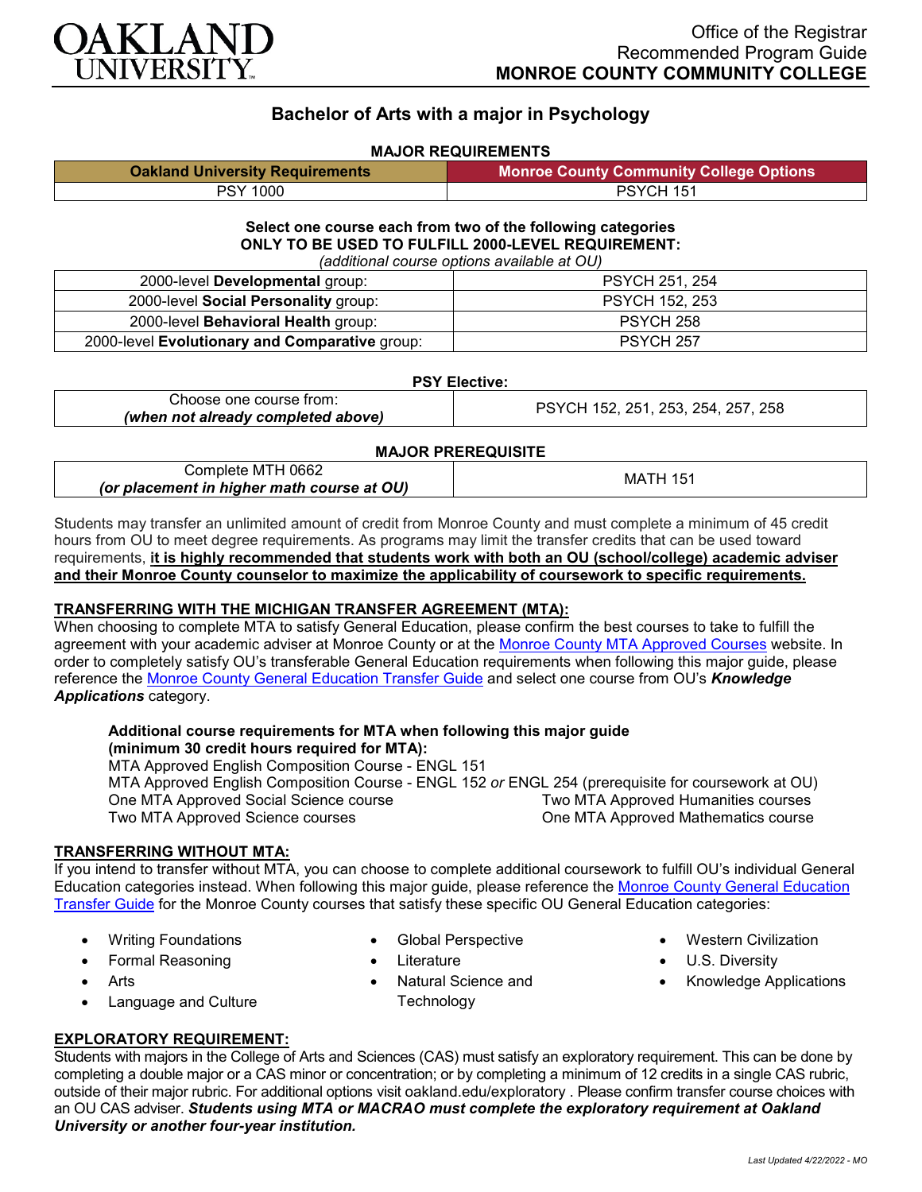OAKLAND UNIVERSITY

Office of the Registrar
Recommended Program Guide
**MONROE COUNTY COMMUNITY COLLEGE**

# Bachelor of Arts with a major in Psychology

## MAJOR REQUIREMENTS

| Oakland University Requirements | Monroe County Community College Options |
|---|---|
| PSY 1000 | PSYCH 151 |

**Select one course each from two of the following categories**
**ONLY TO BE USED TO FULFILL 2000-LEVEL REQUIREMENT:**
*(additional course options available at OU)*

| | |
|---|---|
| 2000-level **Developmental** group: | PSYCH 251, 254 |
| 2000-level **Social Personality** group: | PSYCH 152, 253 |
| 2000-level **Behavioral Health** group: | PSYCH 258 |
| 2000-level **Evolutionary and Comparative** group: | PSYCH 257 |

**PSY Elective:**

| | |
|---|---|
| Choose one course from: ***(when not already completed above)*** | PSYCH 152, 251, 253, 254, 257, 258 |

**MAJOR PREREQUISITE**

| | |
|---|---|
| Complete MTH 0662 ***(or placement in higher math course at OU)*** | MATH 151 |

Students may transfer an unlimited amount of credit from Monroe County and must complete a minimum of 45 credit hours from OU to meet degree requirements. As programs may limit the transfer credits that can be used toward requirements, **it is highly recommended that students work with both an OU (school/college) academic adviser and their Monroe County counselor to maximize the applicability of coursework to specific requirements.**

**TRANSFERRING WITH THE MICHIGAN TRANSFER AGREEMENT (MTA):**

When choosing to complete MTA to satisfy General Education, please confirm the best courses to take to fulfill the agreement with your academic adviser at Monroe County or at the Monroe County MTA Approved Courses website. In order to completely satisfy OU's transferable General Education requirements when following this major guide, please reference the Monroe County General Education Transfer Guide and select one course from OU's ***Knowledge Applications*** category.

**Additional course requirements for MTA when following this major guide (minimum 30 credit hours required for MTA):**

MTA Approved English Composition Course - ENGL 151
MTA Approved English Composition Course - ENGL 152 *or* ENGL 254 (prerequisite for coursework at OU)
One MTA Approved Social Science course
Two MTA Approved Science courses
Two MTA Approved Humanities courses
One MTA Approved Mathematics course

**TRANSFERRING WITHOUT MTA:**

If you intend to transfer without MTA, you can choose to complete additional coursework to fulfill OU's individual General Education categories instead. When following this major guide, please reference the Monroe County General Education Transfer Guide for the Monroe County courses that satisfy these specific OU General Education categories:

- Writing Foundations
- Formal Reasoning
- Arts
- Language and Culture
- Global Perspective
- Literature
- Natural Science and Technology
- Western Civilization
- U.S. Diversity
- Knowledge Applications

**EXPLORATORY REQUIREMENT:**

Students with majors in the College of Arts and Sciences (CAS) must satisfy an exploratory requirement. This can be done by completing a double major or a CAS minor or concentration; or by completing a minimum of 12 credits in a single CAS rubric, outside of their major rubric. For additional options visit oakland.edu/exploratory . Please confirm transfer course choices with an OU CAS adviser. ***Students using MTA or MACRAO must complete the exploratory requirement at Oakland University or another four-year institution.***

*Last Updated 4/22/2022 - MO*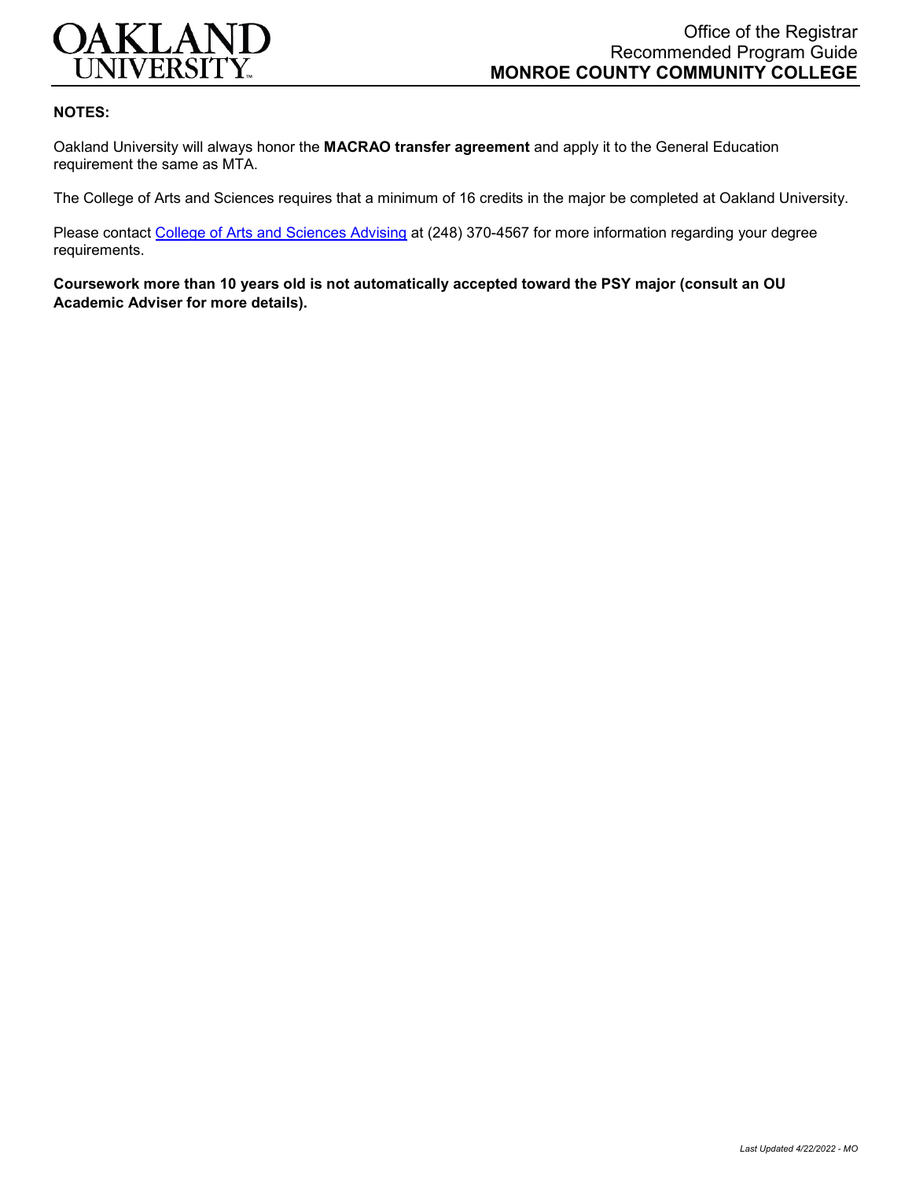**NOTES:**

Oakland University will always honor the **MACRAO transfer agreement** and apply it to the General Education requirement the same as MTA.

The College of Arts and Sciences requires that a minimum of 16 credits in the major be completed at Oakland University.

Please contact College of Arts and Sciences Advising at (248) 370-4567 for more information regarding your degree requirements.

**Coursework more than 10 years old is not automatically accepted toward the PSY major (consult an OU Academic Adviser for more details).**

*Last Updated 4/22/2022 - MO*